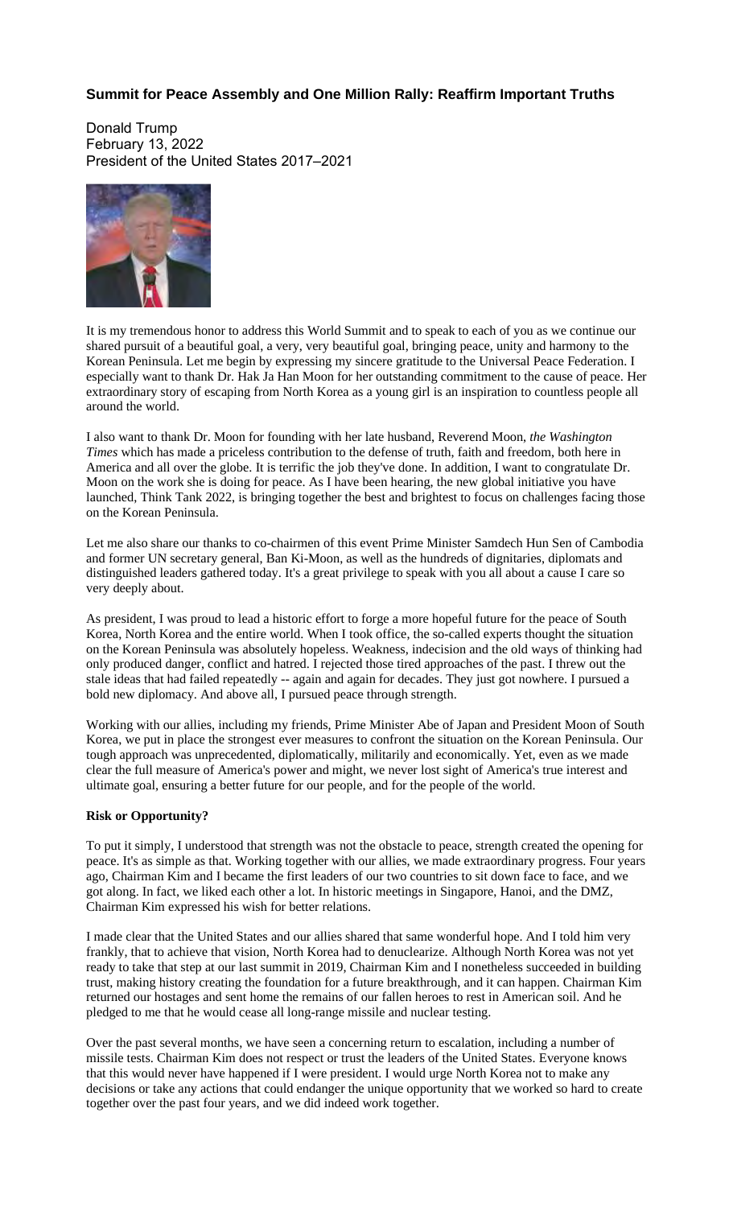### **Summit for Peace Assembly and One Million Rally: Reaffirm Important Truths**

Donald Trump
February 13, 2022
President of the United States 2017–2021

It is my tremendous honor to address this World Summit and to speak to each of you as we continue our shared pursuit of a beautiful goal, a very, very beautiful goal, bringing peace, unity and harmony to the Korean Peninsula. Let me begin by expressing my sincere gratitude to the Universal Peace Federation. I especially want to thank Dr. Hak Ja Han Moon for her outstanding commitment to the cause of peace. Her extraordinary story of escaping from North Korea as a young girl is an inspiration to countless people all around the world.

I also want to thank Dr. Moon for founding with her late husband, Reverend Moon, *the Washington Times* which has made a priceless contribution to the defense of truth, faith and freedom, both here in America and all over the globe. It is terrific the job they've done. In addition, I want to congratulate Dr. Moon on the work she is doing for peace. As I have been hearing, the new global initiative you have launched, Think Tank 2022, is bringing together the best and brightest to focus on challenges facing those on the Korean Peninsula.

Let me also share our thanks to co-chairmen of this event Prime Minister Samdech Hun Sen of Cambodia and former UN secretary general, Ban Ki-Moon, as well as the hundreds of dignitaries, diplomats and distinguished leaders gathered today. It's a great privilege to speak with you all about a cause I care so very deeply about.

As president, I was proud to lead a historic effort to forge a more hopeful future for the peace of South Korea, North Korea and the entire world. When I took office, the so-called experts thought the situation on the Korean Peninsula was absolutely hopeless. Weakness, indecision and the old ways of thinking had only produced danger, conflict and hatred. I rejected those tired approaches of the past. I threw out the stale ideas that had failed repeatedly -- again and again for decades. They just got nowhere. I pursued a bold new diplomacy. And above all, I pursued peace through strength.

Working with our allies, including my friends, Prime Minister Abe of Japan and President Moon of South Korea, we put in place the strongest ever measures to confront the situation on the Korean Peninsula. Our tough approach was unprecedented, diplomatically, militarily and economically. Yet, even as we made clear the full measure of America's power and might, we never lost sight of America's true interest and ultimate goal, ensuring a better future for our people, and for the people of the world.

**Risk or Opportunity?**

To put it simply, I understood that strength was not the obstacle to peace, strength created the opening for peace. It's as simple as that. Working together with our allies, we made extraordinary progress. Four years ago, Chairman Kim and I became the first leaders of our two countries to sit down face to face, and we got along. In fact, we liked each other a lot. In historic meetings in Singapore, Hanoi, and the DMZ, Chairman Kim expressed his wish for better relations.

I made clear that the United States and our allies shared that same wonderful hope. And I told him very frankly, that to achieve that vision, North Korea had to denuclearize. Although North Korea was not yet ready to take that step at our last summit in 2019, Chairman Kim and I nonetheless succeeded in building trust, making history creating the foundation for a future breakthrough, and it can happen. Chairman Kim returned our hostages and sent home the remains of our fallen heroes to rest in American soil. And he pledged to me that he would cease all long-range missile and nuclear testing.

Over the past several months, we have seen a concerning return to escalation, including a number of missile tests. Chairman Kim does not respect or trust the leaders of the United States. Everyone knows that this would never have happened if I were president. I would urge North Korea not to make any decisions or take any actions that could endanger the unique opportunity that we worked so hard to create together over the past four years, and we did indeed work together.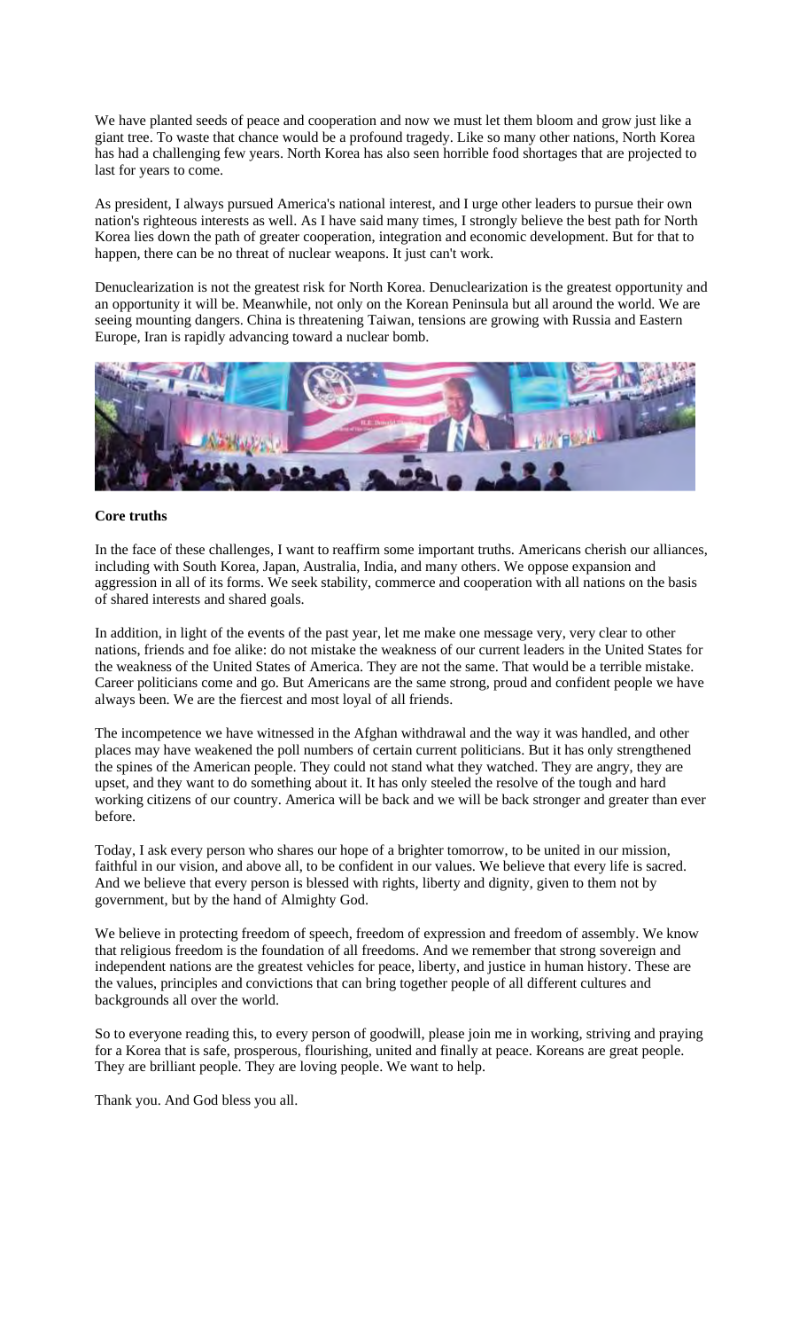We have planted seeds of peace and cooperation and now we must let them bloom and grow just like a giant tree. To waste that chance would be a profound tragedy. Like so many other nations, North Korea has had a challenging few years. North Korea has also seen horrible food shortages that are projected to last for years to come.

As president, I always pursued America's national interest, and I urge other leaders to pursue their own nation's righteous interests as well. As I have said many times, I strongly believe the best path for North Korea lies down the path of greater cooperation, integration and economic development. But for that to happen, there can be no threat of nuclear weapons. It just can't work.

Denuclearization is not the greatest risk for North Korea. Denuclearization is the greatest opportunity and an opportunity it will be. Meanwhile, not only on the Korean Peninsula but all around the world. We are seeing mounting dangers. China is threatening Taiwan, tensions are growing with Russia and Eastern Europe, Iran is rapidly advancing toward a nuclear bomb.

**Core truths**

In the face of these challenges, I want to reaffirm some important truths. Americans cherish our alliances, including with South Korea, Japan, Australia, India, and many others. We oppose expansion and aggression in all of its forms. We seek stability, commerce and cooperation with all nations on the basis of shared interests and shared goals.

In addition, in light of the events of the past year, let me make one message very, very clear to other nations, friends and foe alike: do not mistake the weakness of our current leaders in the United States for the weakness of the United States of America. They are not the same. That would be a terrible mistake. Career politicians come and go. But Americans are the same strong, proud and confident people we have always been. We are the fiercest and most loyal of all friends.

The incompetence we have witnessed in the Afghan withdrawal and the way it was handled, and other places may have weakened the poll numbers of certain current politicians. But it has only strengthened the spines of the American people. They could not stand what they watched. They are angry, they are upset, and they want to do something about it. It has only steeled the resolve of the tough and hard working citizens of our country. America will be back and we will be back stronger and greater than ever before.

Today, I ask every person who shares our hope of a brighter tomorrow, to be united in our mission, faithful in our vision, and above all, to be confident in our values. We believe that every life is sacred. And we believe that every person is blessed with rights, liberty and dignity, given to them not by government, but by the hand of Almighty God.

We believe in protecting freedom of speech, freedom of expression and freedom of assembly. We know that religious freedom is the foundation of all freedoms. And we remember that strong sovereign and independent nations are the greatest vehicles for peace, liberty, and justice in human history. These are the values, principles and convictions that can bring together people of all different cultures and backgrounds all over the world.

So to everyone reading this, to every person of goodwill, please join me in working, striving and praying for a Korea that is safe, prosperous, flourishing, united and finally at peace. Koreans are great people. They are brilliant people. They are loving people. We want to help.

Thank you. And God bless you all.